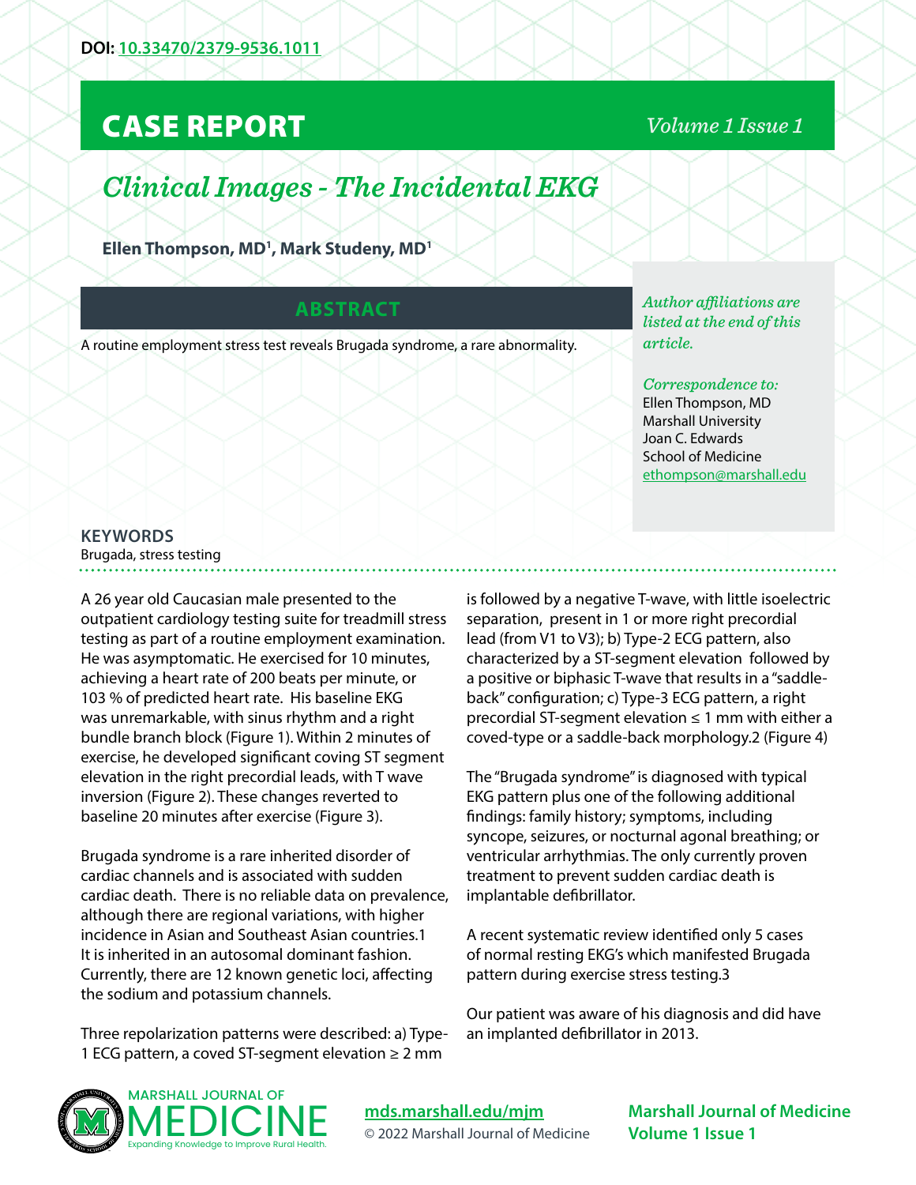DOI: [10.33470/2379-9536.1011](https://doi.org/10.33470/2379-9536.1011)

# CASE REPORT

## *Clinical Images - The Incidental EKG*

**Ellen Thompson, MD[1], Mark Studeny, MD[1]**

*Author affiliations are listed at the end of this article.*

*Correspondence to:*
Ellen Thompson, MD
Marshall University
Joan C. Edwards
School of Medicine
ethompson@marshall.edu

## ABSTRACT

A routine employment stress test reveals Brugada syndrome, a rare abnormality.

**KEYWORDS**
Brugada, stress testing

A 26 year old Caucasian male presented to the outpatient cardiology testing suite for treadmill stress testing as part of a routine employment examination. He was asymptomatic. He exercised for 10 minutes, achieving a heart rate of 200 beats per minute, or 103 % of predicted heart rate. His baseline EKG was unremarkable, with sinus rhythm and a right bundle branch block (Figure 1). Within 2 minutes of exercise, he developed significant coving ST segment elevation in the right precordial leads, with T wave inversion (Figure 2). These changes reverted to baseline 20 minutes after exercise (Figure 3).

Brugada syndrome is a rare inherited disorder of cardiac channels and is associated with sudden cardiac death. There is no reliable data on prevalence, although there are regional variations, with higher incidence in Asian and Southeast Asian countries.1 It is inherited in an autosomal dominant fashion. Currently, there are 12 known genetic loci, affecting the sodium and potassium channels.

Three repolarization patterns were described: a) Type-1 ECG pattern, a coved ST-segment elevation ≥ 2 mm is followed by a negative T-wave, with little isoelectric separation, present in 1 or more right precordial lead (from V1 to V3); b) Type-2 ECG pattern, also characterized by a ST-segment elevation followed by a positive or biphasic T-wave that results in a "saddle-back" configuration; c) Type-3 ECG pattern, a right precordial ST-segment elevation ≤ 1 mm with either a coved-type or a saddle-back morphology.2 (Figure 4)

The "Brugada syndrome" is diagnosed with typical EKG pattern plus one of the following additional findings: family history; symptoms, including syncope, seizures, or nocturnal agonal breathing; or ventricular arrhythmias. The only currently proven treatment to prevent sudden cardiac death is implantable defibrillator.

A recent systematic review identified only 5 cases of normal resting EKG's which manifested Brugada pattern during exercise stress testing.3

Our patient was aware of his diagnosis and did have an implanted defibrillator in 2013.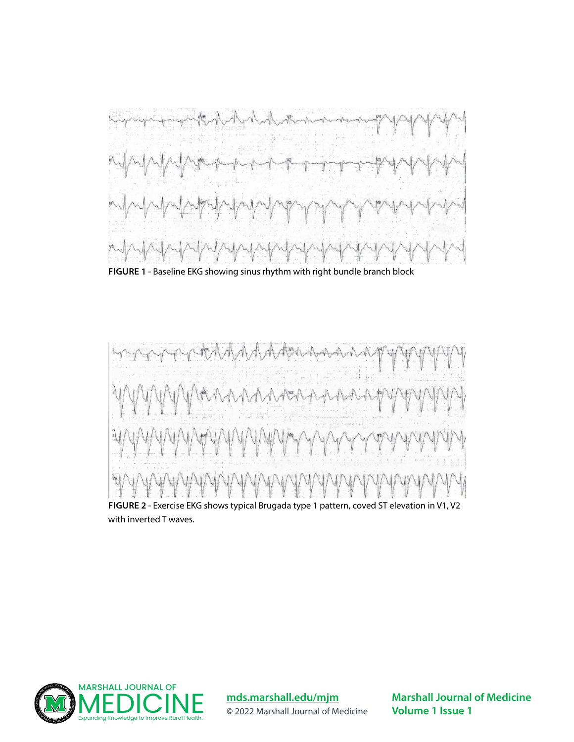FIGURE 1 - Baseline EKG showing sinus rhythm with right bundle branch block

FIGURE 2 - Exercise EKG shows typical Brugada type 1 pattern, coved ST elevation in V1, V2 with inverted T waves.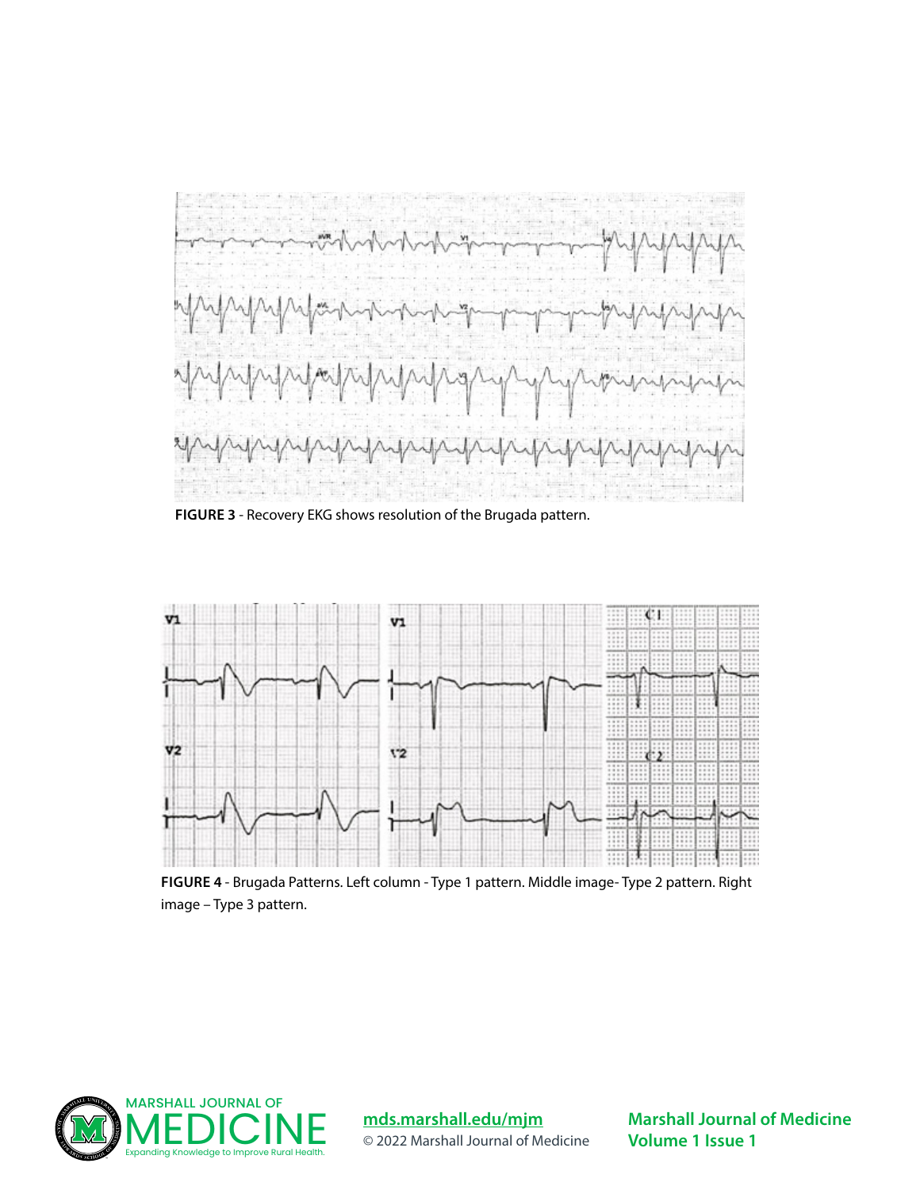**FIGURE 3** - Recovery EKG shows resolution of the Brugada pattern.

**FIGURE 4** - Brugada Patterns. Left column - Type 1 pattern. Middle image- Type 2 pattern. Right image – Type 3 pattern.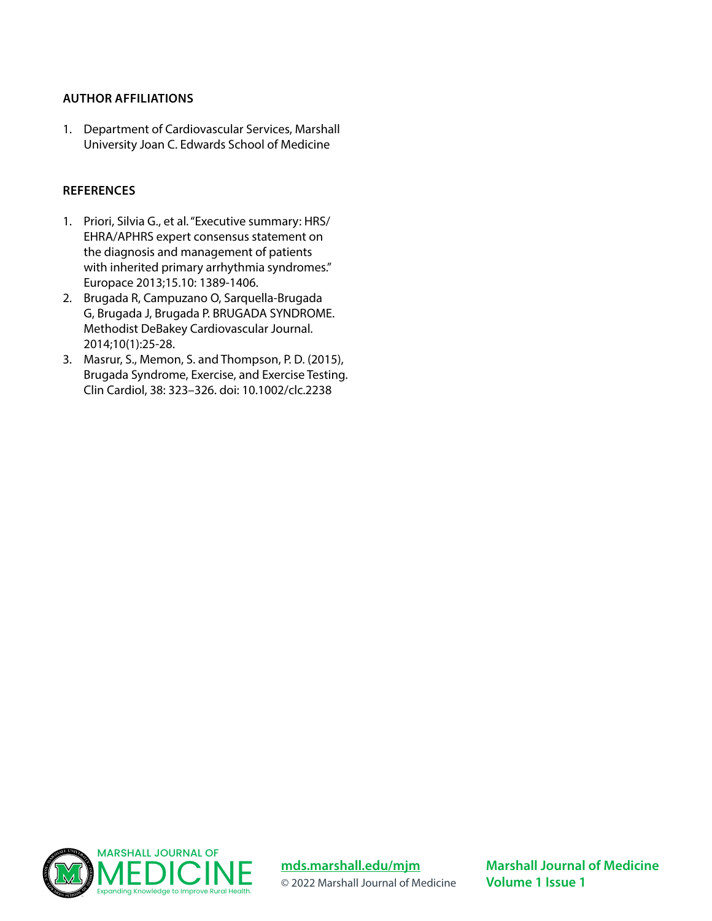## AUTHOR AFFILIATIONS

1. Department of Cardiovascular Services, Marshall University Joan C. Edwards School of Medicine

## REFERENCES

1. Priori, Silvia G., et al. "Executive summary: HRS/EHRA/APHRS expert consensus statement on the diagnosis and management of patients with inherited primary arrhythmia syndromes." Europace 2013;15.10: 1389-1406.
2. Brugada R, Campuzano O, Sarquella-Brugada G, Brugada J, Brugada P. BRUGADA SYNDROME. Methodist DeBakey Cardiovascular Journal. 2014;10(1):25-28.
3. Masrur, S., Memon, S. and Thompson, P. D. (2015), Brugada Syndrome, Exercise, and Exercise Testing. Clin Cardiol, 38: 323–326. doi: 10.1002/clc.2238